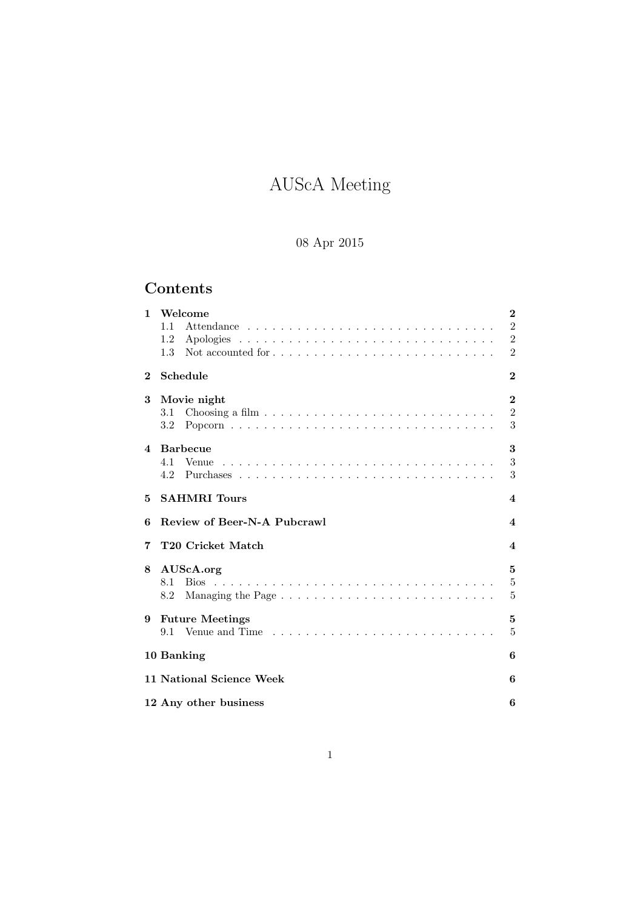# AUScA Meeting

08 Apr 2015

## Contents

**1 Welcome** — **2**
- 1.1 Attendance — 2
- 1.2 Apologies — 2
- 1.3 Not accounted for — 2

**2 Schedule** — **2**

**3 Movie night** — **2**
- 3.1 Choosing a film — 2
- 3.2 Popcorn — 3

**4 Barbecue** — **3**
- 4.1 Venue — 3
- 4.2 Purchases — 3

**5 SAHMRI Tours** — **4**

**6 Review of Beer-N-A Pubcrawl** — **4**

**7 T20 Cricket Match** — **4**

**8 AUScA.org** — **5**
- 8.1 Bios — 5
- 8.2 Managing the Page — 5

**9 Future Meetings** — **5**
- 9.1 Venue and Time — 5

**10 Banking** — **6**

**11 National Science Week** — **6**

**12 Any other business** — **6**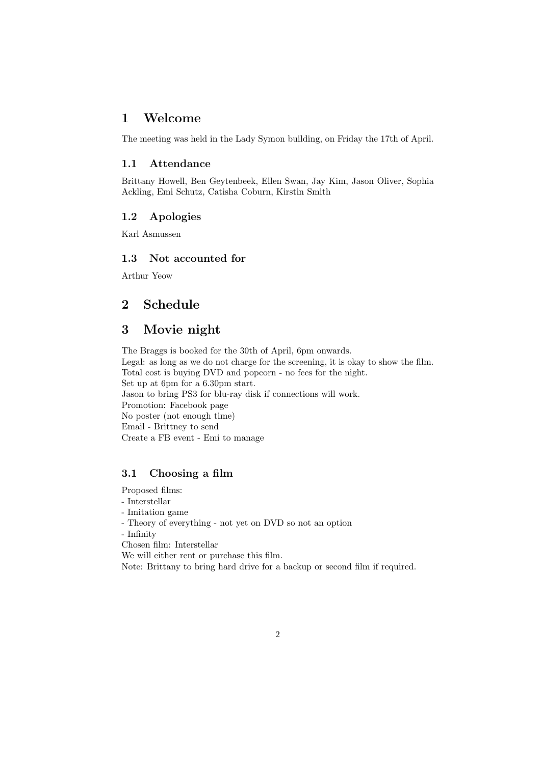# 1 Welcome

The meeting was held in the Lady Symon building, on Friday the 17th of April.

## 1.1 Attendance

Brittany Howell, Ben Geytenbeek, Ellen Swan, Jay Kim, Jason Oliver, Sophia Ackling, Emi Schutz, Catisha Coburn, Kirstin Smith

## 1.2 Apologies

Karl Asmussen

## 1.3 Not accounted for

Arthur Yeow

# 2 Schedule

# 3 Movie night

The Braggs is booked for the 30th of April, 6pm onwards.
Legal: as long as we do not charge for the screening, it is okay to show the film.
Total cost is buying DVD and popcorn - no fees for the night.
Set up at 6pm for a 6.30pm start.
Jason to bring PS3 for blu-ray disk if connections will work.
Promotion: Facebook page
No poster (not enough time)
Email - Brittney to send
Create a FB event - Emi to manage

## 3.1 Choosing a film

Proposed films:
- Interstellar
- Imitation game
- Theory of everything - not yet on DVD so not an option
- Infinity

Chosen film: Interstellar
We will either rent or purchase this film.
Note: Brittany to bring hard drive for a backup or second film if required.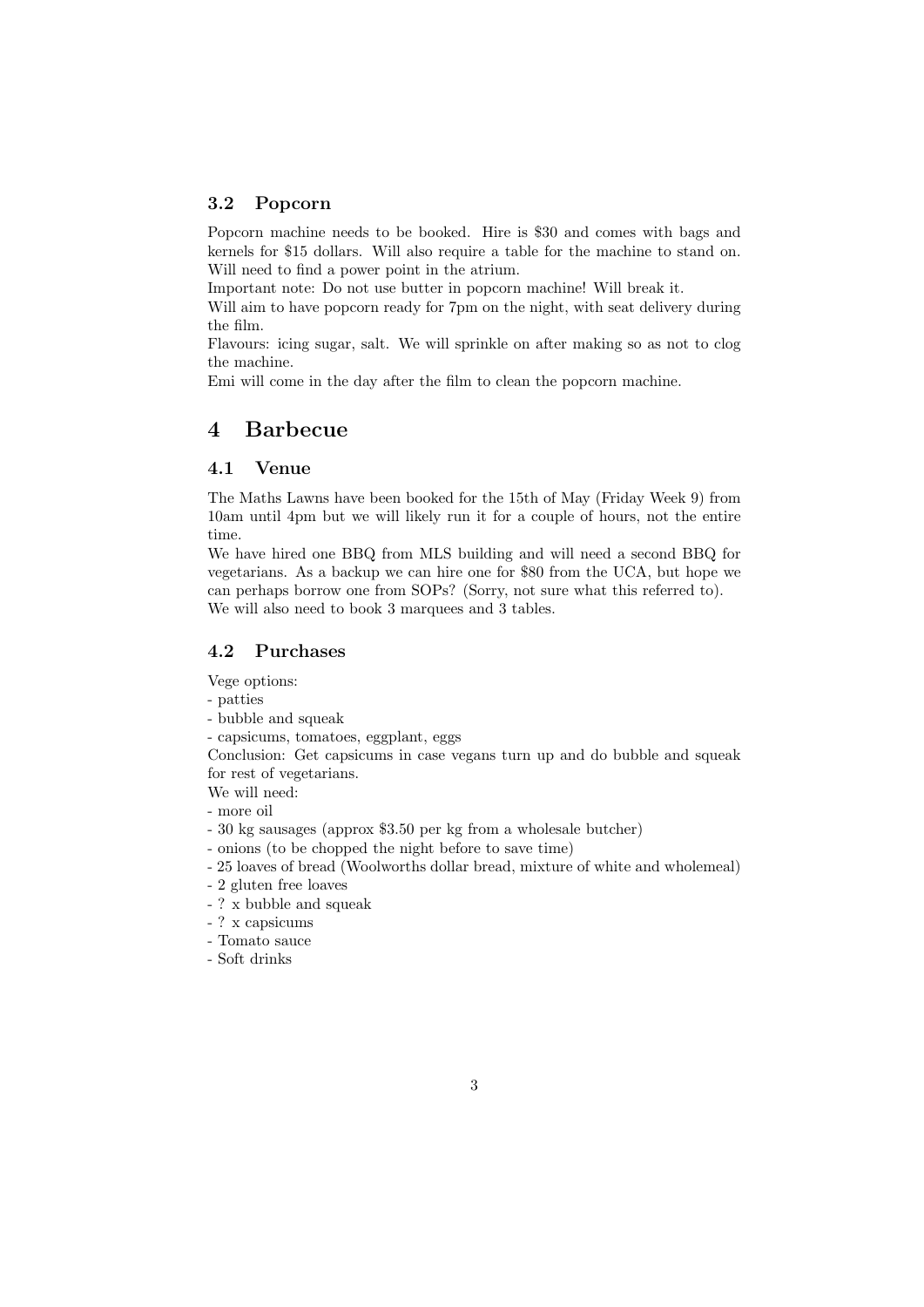### 3.2 Popcorn

Popcorn machine needs to be booked. Hire is $30 and comes with bags and kernels for $15 dollars. Will also require a table for the machine to stand on. Will need to find a power point in the atrium.
Important note: Do not use butter in popcorn machine! Will break it.
Will aim to have popcorn ready for 7pm on the night, with seat delivery during the film.
Flavours: icing sugar, salt. We will sprinkle on after making so as not to clog the machine.
Emi will come in the day after the film to clean the popcorn machine.

## 4 Barbecue

### 4.1 Venue

The Maths Lawns have been booked for the 15th of May (Friday Week 9) from 10am until 4pm but we will likely run it for a couple of hours, not the entire time.
We have hired one BBQ from MLS building and will need a second BBQ for vegetarians. As a backup we can hire one for $80 from the UCA, but hope we can perhaps borrow one from SOPs? (Sorry, not sure what this referred to).
We will also need to book 3 marquees and 3 tables.

### 4.2 Purchases

Vege options:
- patties
- bubble and squeak
- capsicums, tomatoes, eggplant, eggs

Conclusion: Get capsicums in case vegans turn up and do bubble and squeak for rest of vegetarians.
We will need:
- more oil
- 30 kg sausages (approx $3.50 per kg from a wholesale butcher)
- onions (to be chopped the night before to save time)
- 25 loaves of bread (Woolworths dollar bread, mixture of white and wholemeal)
- 2 gluten free loaves
- ? x bubble and squeak
- ? x capsicums
- Tomato sauce
- Soft drinks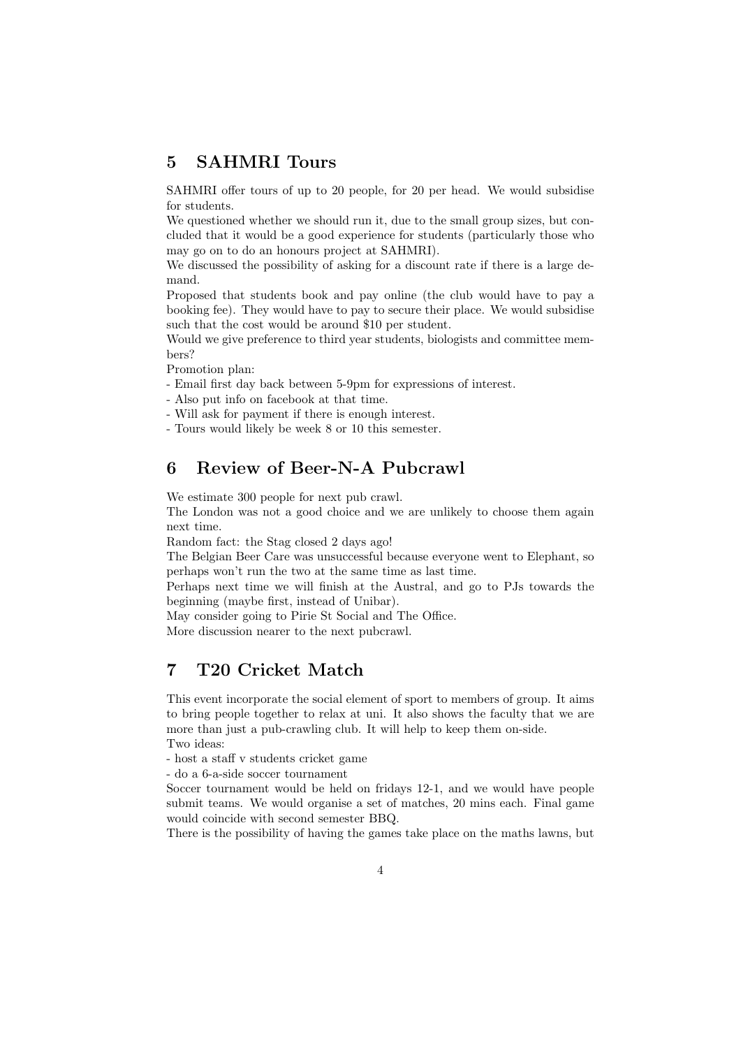## 5 SAHMRI Tours

SAHMRI offer tours of up to 20 people, for 20 per head. We would subsidise for students.
We questioned whether we should run it, due to the small group sizes, but concluded that it would be a good experience for students (particularly those who may go on to do an honours project at SAHMRI).
We discussed the possibility of asking for a discount rate if there is a large demand.
Proposed that students book and pay online (the club would have to pay a booking fee). They would have to pay to secure their place. We would subsidise such that the cost would be around $10 per student.
Would we give preference to third year students, biologists and committee members?
Promotion plan:
- Email first day back between 5-9pm for expressions of interest.
- Also put info on facebook at that time.
- Will ask for payment if there is enough interest.
- Tours would likely be week 8 or 10 this semester.

## 6 Review of Beer-N-A Pubcrawl

We estimate 300 people for next pub crawl.
The London was not a good choice and we are unlikely to choose them again next time.
Random fact: the Stag closed 2 days ago!
The Belgian Beer Care was unsuccessful because everyone went to Elephant, so perhaps won't run the two at the same time as last time.
Perhaps next time we will finish at the Austral, and go to PJs towards the beginning (maybe first, instead of Unibar).
May consider going to Pirie St Social and The Office.
More discussion nearer to the next pubcrawl.

## 7 T20 Cricket Match

This event incorporate the social element of sport to members of group. It aims to bring people together to relax at uni. It also shows the faculty that we are more than just a pub-crawling club. It will help to keep them on-side.
Two ideas:
- host a staff v students cricket game
- do a 6-a-side soccer tournament

Soccer tournament would be held on fridays 12-1, and we would have people submit teams. We would organise a set of matches, 20 mins each. Final game would coincide with second semester BBQ.
There is the possibility of having the games take place on the maths lawns, but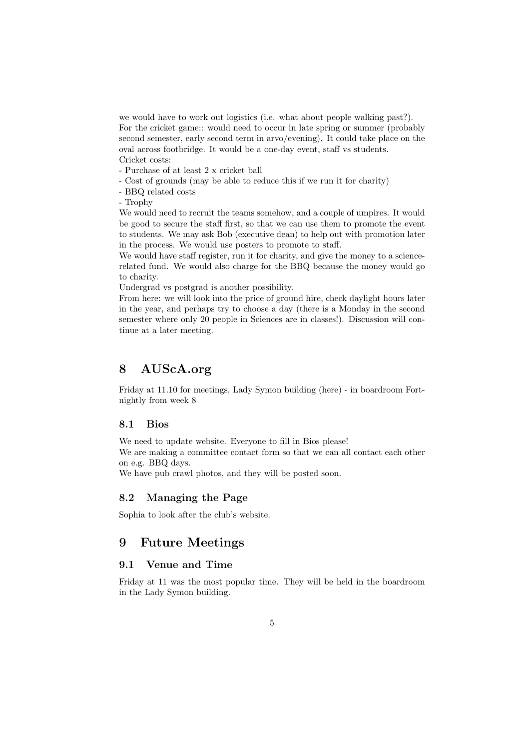we would have to work out logistics (i.e. what about people walking past?).
For the cricket game:: would need to occur in late spring or summer (probably second semester, early second term in arvo/evening). It could take place on the oval across footbridge. It would be a one-day event, staff vs students.
Cricket costs:
- Purchase of at least 2 x cricket ball
- Cost of grounds (may be able to reduce this if we run it for charity)
- BBQ related costs
- Trophy

We would need to recruit the teams somehow, and a couple of umpires. It would be good to secure the staff first, so that we can use them to promote the event to students. We may ask Bob (executive dean) to help out with promotion later in the process. We would use posters to promote to staff.
We would have staff register, run it for charity, and give the money to a science-related fund. We would also charge for the BBQ because the money would go to charity.
Undergrad vs postgrad is another possibility.
From here: we will look into the price of ground hire, check daylight hours later in the year, and perhaps try to choose a day (there is a Monday in the second semester where only 20 people in Sciences are in classes!). Discussion will continue at a later meeting.

# 8 AUScA.org

Friday at 11.10 for meetings, Lady Symon building (here) - in boardroom Fortnightly from week 8

## 8.1 Bios

We need to update website. Everyone to fill in Bios please!
We are making a committee contact form so that we can all contact each other on e.g. BBQ days.
We have pub crawl photos, and they will be posted soon.

## 8.2 Managing the Page

Sophia to look after the club's website.

# 9 Future Meetings

## 9.1 Venue and Time

Friday at 11 was the most popular time. They will be held in the boardroom in the Lady Symon building.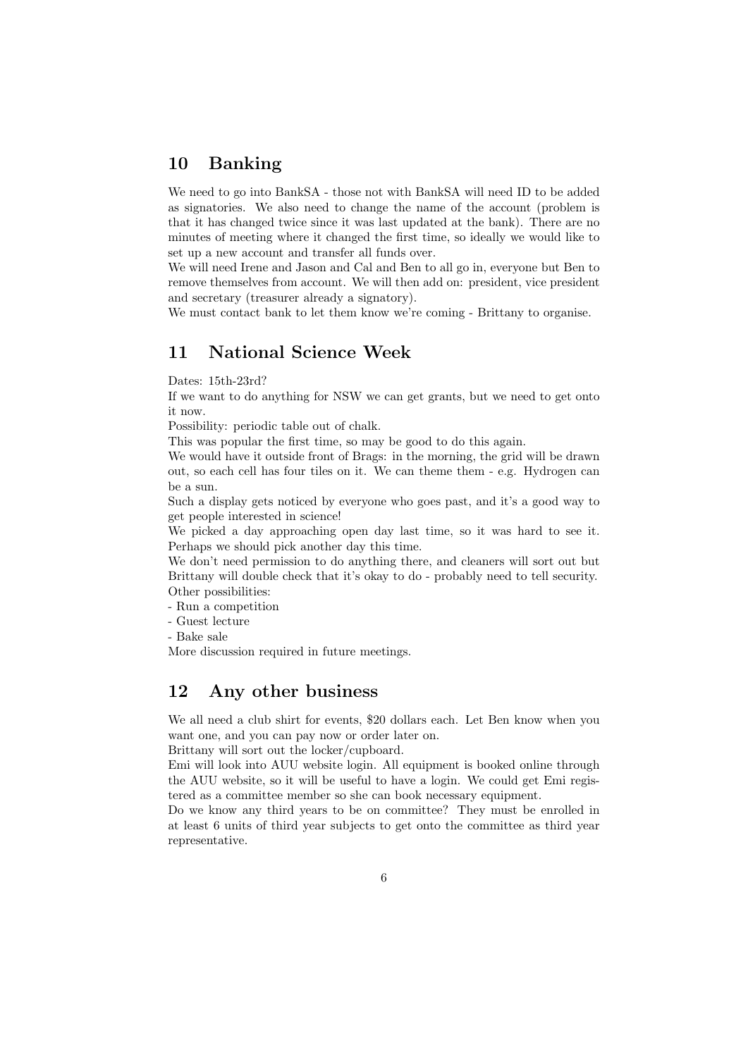## 10 Banking

We need to go into BankSA - those not with BankSA will need ID to be added as signatories. We also need to change the name of the account (problem is that it has changed twice since it was last updated at the bank). There are no minutes of meeting where it changed the first time, so ideally we would like to set up a new account and transfer all funds over.

We will need Irene and Jason and Cal and Ben to all go in, everyone but Ben to remove themselves from account. We will then add on: president, vice president and secretary (treasurer already a signatory).

We must contact bank to let them know we're coming - Brittany to organise.

## 11 National Science Week

Dates: 15th-23rd?

If we want to do anything for NSW we can get grants, but we need to get onto it now.

Possibility: periodic table out of chalk.

This was popular the first time, so may be good to do this again.

We would have it outside front of Brags: in the morning, the grid will be drawn out, so each cell has four tiles on it. We can theme them - e.g. Hydrogen can be a sun.

Such a display gets noticed by everyone who goes past, and it's a good way to get people interested in science!

We picked a day approaching open day last time, so it was hard to see it. Perhaps we should pick another day this time.

We don't need permission to do anything there, and cleaners will sort out but Brittany will double check that it's okay to do - probably need to tell security.

Other possibilities:

- Run a competition
- Guest lecture
- Bake sale

More discussion required in future meetings.

## 12 Any other business

We all need a club shirt for events, $20 dollars each. Let Ben know when you want one, and you can pay now or order later on.

Brittany will sort out the locker/cupboard.

Emi will look into AUU website login. All equipment is booked online through the AUU website, so it will be useful to have a login. We could get Emi registered as a committee member so she can book necessary equipment.

Do we know any third years to be on committee? They must be enrolled in at least 6 units of third year subjects to get onto the committee as third year representative.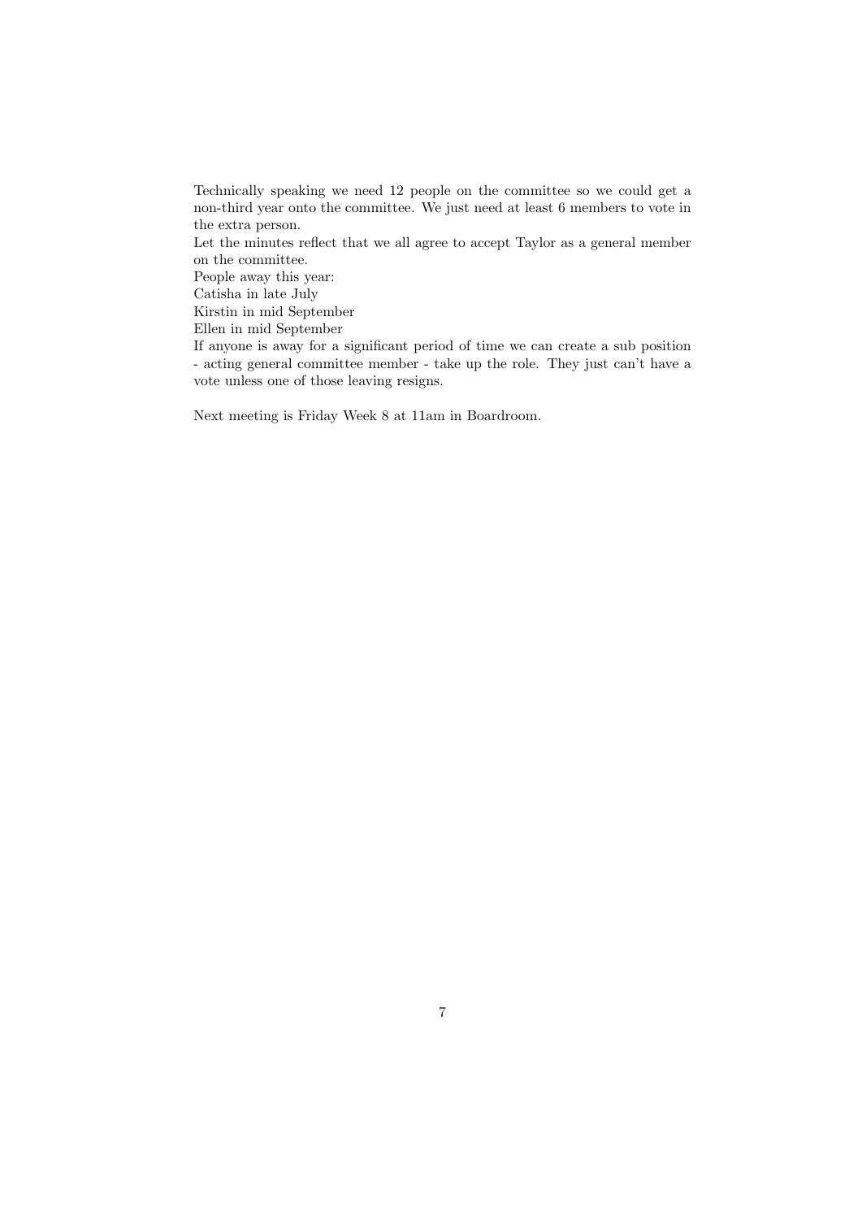Technically speaking we need 12 people on the committee so we could get a non-third year onto the committee. We just need at least 6 members to vote in the extra person.

Let the minutes reflect that we all agree to accept Taylor as a general member on the committee.

People away this year:

Catisha in late July

Kirstin in mid September

Ellen in mid September

If anyone is away for a significant period of time we can create a sub position - acting general committee member - take up the role. They just can't have a vote unless one of those leaving resigns.

Next meeting is Friday Week 8 at 11am in Boardroom.